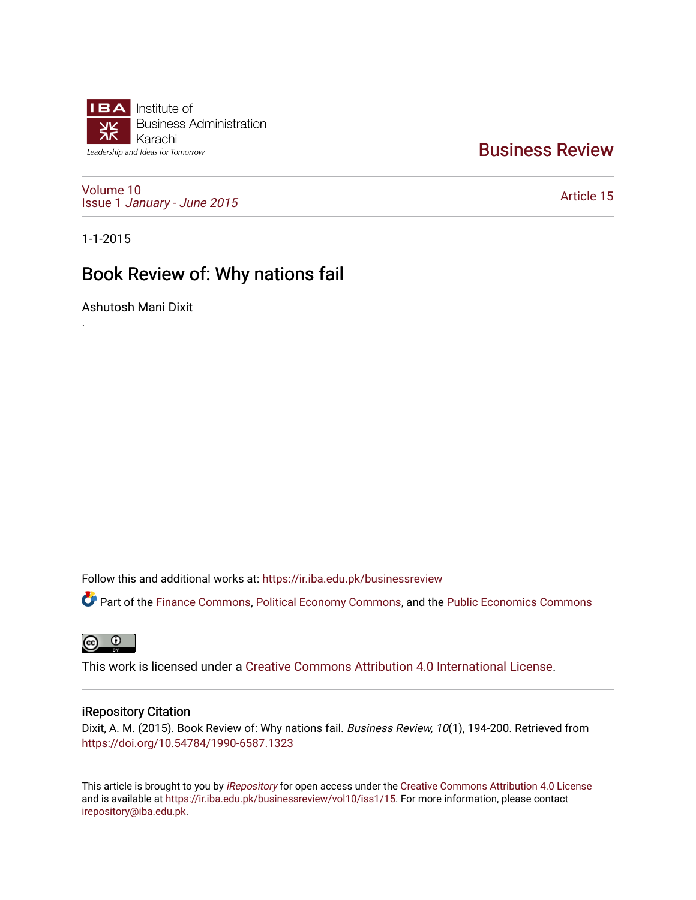Institute of Business Administration Karachi
Leadership and Ideas for Tomorrow

# Business Review

Volume 10
Issue 1 *January - June 2015*

Article 15

1-1-2015

## Book Review of: Why nations fail

Ashutosh Mani Dixit

.

Follow this and additional works at: https://ir.iba.edu.pk/businessreview

Part of the Finance Commons, Political Economy Commons, and the Public Economics Commons

This work is licensed under a Creative Commons Attribution 4.0 International License.

### iRepository Citation

Dixit, A. M. (2015). Book Review of: Why nations fail. *Business Review, 10*(1), 194-200. Retrieved from https://doi.org/10.54784/1990-6587.1323

This article is brought to you by *iRepository* for open access under the Creative Commons Attribution 4.0 License and is available at https://ir.iba.edu.pk/businessreview/vol10/iss1/15. For more information, please contact irepository@iba.edu.pk.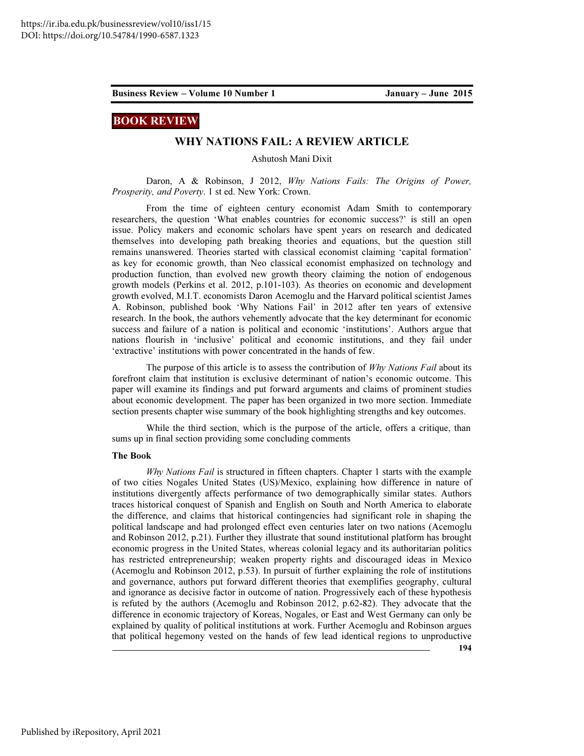## BOOK REVIEW

# WHY NATIONS FAIL: A REVIEW ARTICLE

Ashutosh Mani Dixit

Daron, A & Robinson, J 2012, *Why Nations Fails: The Origins of Power, Prosperity, and Poverty*. 1 st ed. New York: Crown.

From the time of eighteen century economist Adam Smith to contemporary researchers, the question 'What enables countries for economic success?' is still an open issue. Policy makers and economic scholars have spent years on research and dedicated themselves into developing path breaking theories and equations, but the question still remains unanswered. Theories started with classical economist claiming 'capital formation' as key for economic growth, than Neo classical economist emphasized on technology and production function, than evolved new growth theory claiming the notion of endogenous growth models (Perkins et al. 2012, p.101-103). As theories on economic and development growth evolved, M.I.T. economists Daron Acemoglu and the Harvard political scientist James A. Robinson, published book 'Why Nations Fail' in 2012 after ten years of extensive research. In the book, the authors vehemently advocate that the key determinant for economic success and failure of a nation is political and economic 'institutions'. Authors argue that nations flourish in 'inclusive' political and economic institutions, and they fail under 'extractive' institutions with power concentrated in the hands of few.

The purpose of this article is to assess the contribution of *Why Nations Fail* about its forefront claim that institution is exclusive determinant of nation's economic outcome. This paper will examine its findings and put forward arguments and claims of prominent studies about economic development. The paper has been organized in two more section. Immediate section presents chapter wise summary of the book highlighting strengths and key outcomes.

While the third section, which is the purpose of the article, offers a critique, than sums up in final section providing some concluding comments

**The Book**

*Why Nations Fail* is structured in fifteen chapters. Chapter 1 starts with the example of two cities Nogales United States (US)/Mexico, explaining how difference in nature of institutions divergently affects performance of two demographically similar states. Authors traces historical conquest of Spanish and English on South and North America to elaborate the difference, and claims that historical contingencies had significant role in shaping the political landscape and had prolonged effect even centuries later on two nations (Acemoglu and Robinson 2012, p.21). Further they illustrate that sound institutional platform has brought economic progress in the United States, whereas colonial legacy and its authoritarian politics has restricted entrepreneurship; weaken property rights and discouraged ideas in Mexico (Acemoglu and Robinson 2012, p.53). In pursuit of further explaining the role of institutions and governance, authors put forward different theories that exemplifies geography, cultural and ignorance as decisive factor in outcome of nation. Progressively each of these hypothesis is refuted by the authors (Acemoglu and Robinson 2012, p.62-82). They advocate that the difference in economic trajectory of Koreas, Nogales, or East and West Germany can only be explained by quality of political institutions at work. Further Acemoglu and Robinson argues that political hegemony vested on the hands of few lead identical regions to unproductive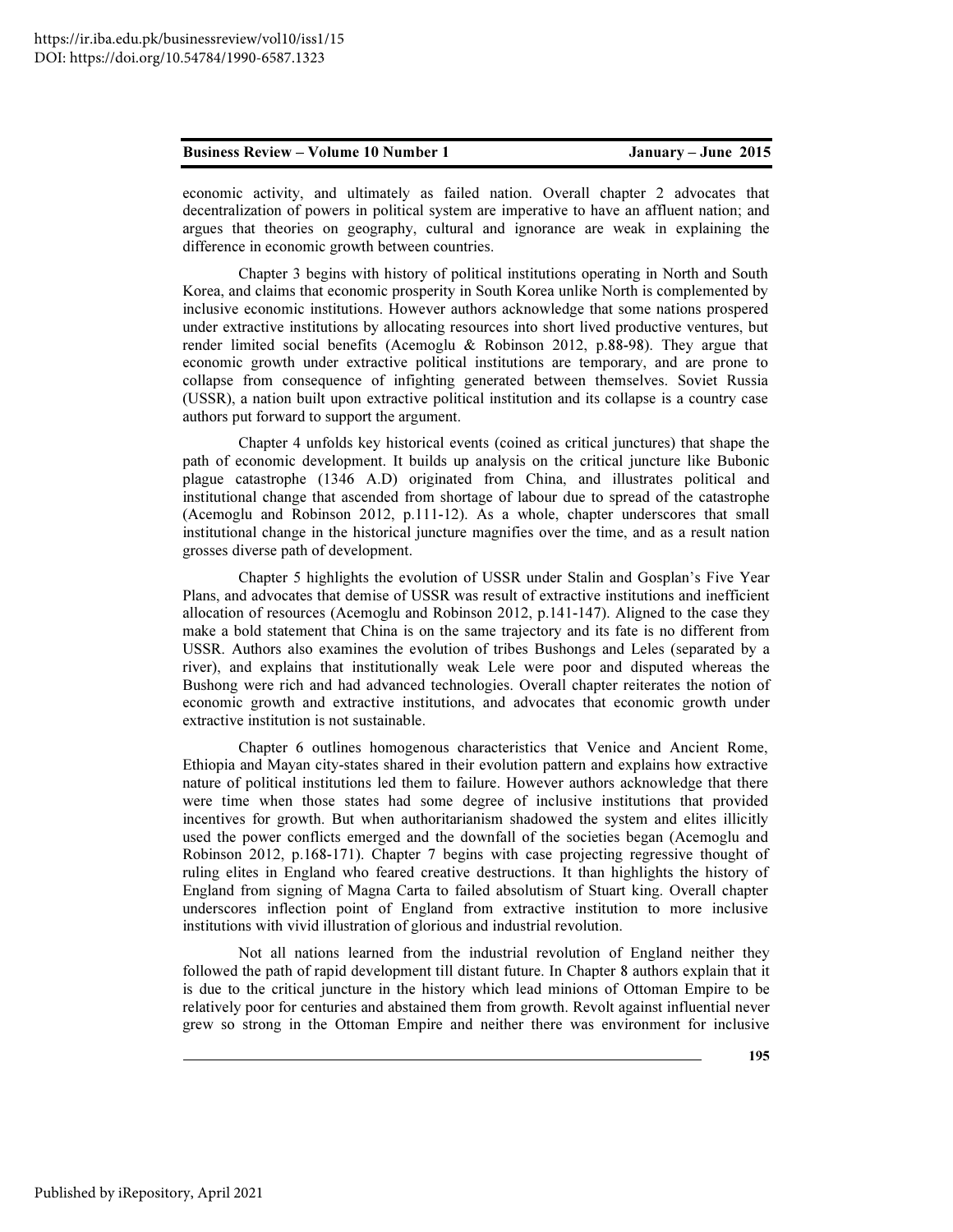economic activity, and ultimately as failed nation. Overall chapter 2 advocates that decentralization of powers in political system are imperative to have an affluent nation; and argues that theories on geography, cultural and ignorance are weak in explaining the difference in economic growth between countries.

Chapter 3 begins with history of political institutions operating in North and South Korea, and claims that economic prosperity in South Korea unlike North is complemented by inclusive economic institutions. However authors acknowledge that some nations prospered under extractive institutions by allocating resources into short lived productive ventures, but render limited social benefits (Acemoglu & Robinson 2012, p.88-98). They argue that economic growth under extractive political institutions are temporary, and are prone to collapse from consequence of infighting generated between themselves. Soviet Russia (USSR), a nation built upon extractive political institution and its collapse is a country case authors put forward to support the argument.

Chapter 4 unfolds key historical events (coined as critical junctures) that shape the path of economic development. It builds up analysis on the critical juncture like Bubonic plague catastrophe (1346 A.D) originated from China, and illustrates political and institutional change that ascended from shortage of labour due to spread of the catastrophe (Acemoglu and Robinson 2012, p.111-12). As a whole, chapter underscores that small institutional change in the historical juncture magnifies over the time, and as a result nation grosses diverse path of development.

Chapter 5 highlights the evolution of USSR under Stalin and Gosplan's Five Year Plans, and advocates that demise of USSR was result of extractive institutions and inefficient allocation of resources (Acemoglu and Robinson 2012, p.141-147). Aligned to the case they make a bold statement that China is on the same trajectory and its fate is no different from USSR. Authors also examines the evolution of tribes Bushongs and Leles (separated by a river), and explains that institutionally weak Lele were poor and disputed whereas the Bushong were rich and had advanced technologies. Overall chapter reiterates the notion of economic growth and extractive institutions, and advocates that economic growth under extractive institution is not sustainable.

Chapter 6 outlines homogenous characteristics that Venice and Ancient Rome, Ethiopia and Mayan city-states shared in their evolution pattern and explains how extractive nature of political institutions led them to failure. However authors acknowledge that there were time when those states had some degree of inclusive institutions that provided incentives for growth. But when authoritarianism shadowed the system and elites illicitly used the power conflicts emerged and the downfall of the societies began (Acemoglu and Robinson 2012, p.168-171). Chapter 7 begins with case projecting regressive thought of ruling elites in England who feared creative destructions. It than highlights the history of England from signing of Magna Carta to failed absolutism of Stuart king. Overall chapter underscores inflection point of England from extractive institution to more inclusive institutions with vivid illustration of glorious and industrial revolution.

Not all nations learned from the industrial revolution of England neither they followed the path of rapid development till distant future. In Chapter 8 authors explain that it is due to the critical juncture in the history which lead minions of Ottoman Empire to be relatively poor for centuries and abstained them from growth. Revolt against influential never grew so strong in the Ottoman Empire and neither there was environment for inclusive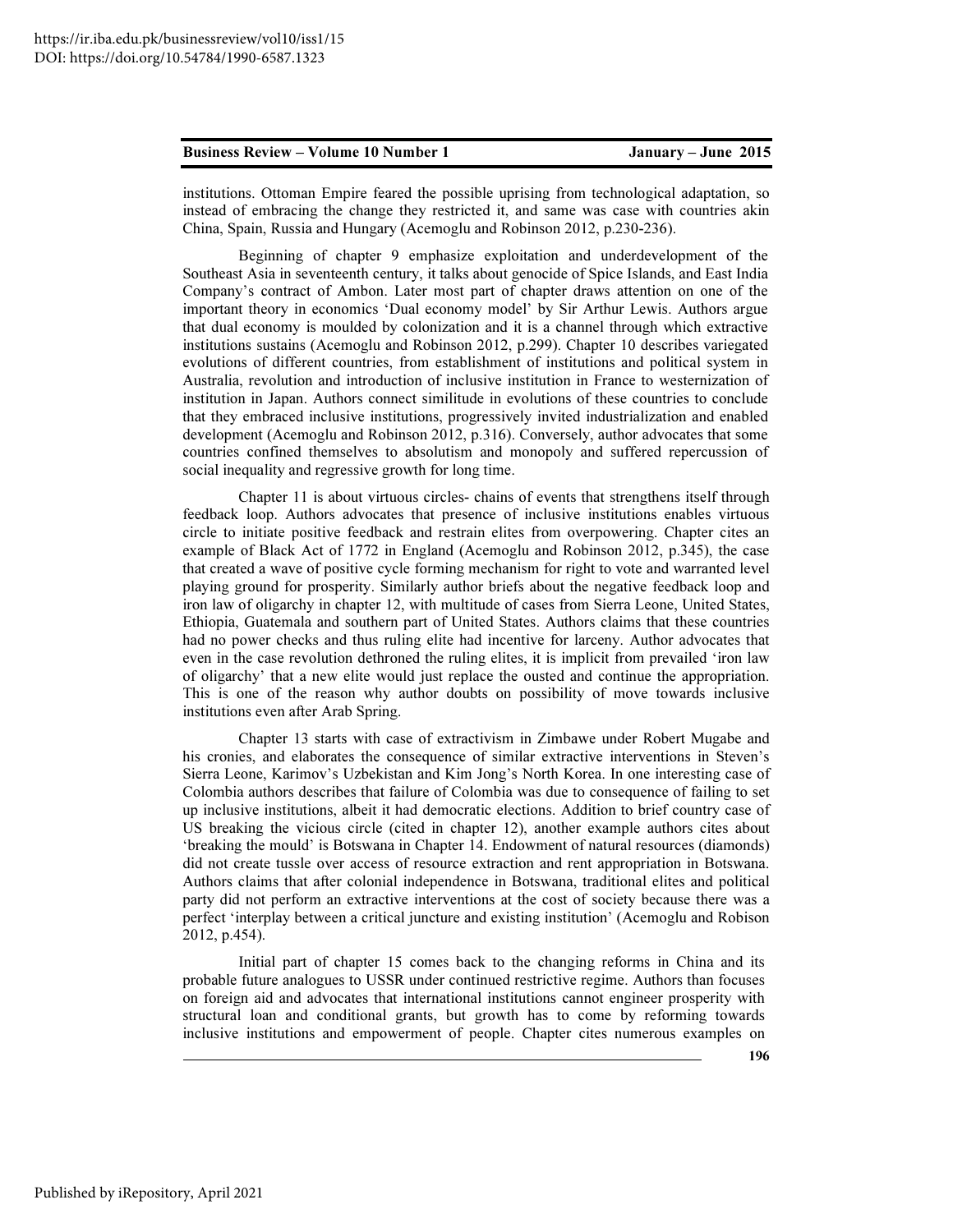institutions. Ottoman Empire feared the possible uprising from technological adaptation, so instead of embracing the change they restricted it, and same was case with countries akin China, Spain, Russia and Hungary (Acemoglu and Robinson 2012, p.230-236).

Beginning of chapter 9 emphasize exploitation and underdevelopment of the Southeast Asia in seventeenth century, it talks about genocide of Spice Islands, and East India Company's contract of Ambon. Later most part of chapter draws attention on one of the important theory in economics 'Dual economy model' by Sir Arthur Lewis. Authors argue that dual economy is moulded by colonization and it is a channel through which extractive institutions sustains (Acemoglu and Robinson 2012, p.299). Chapter 10 describes variegated evolutions of different countries, from establishment of institutions and political system in Australia, revolution and introduction of inclusive institution in France to westernization of institution in Japan. Authors connect similitude in evolutions of these countries to conclude that they embraced inclusive institutions, progressively invited industrialization and enabled development (Acemoglu and Robinson 2012, p.316). Conversely, author advocates that some countries confined themselves to absolutism and monopoly and suffered repercussion of social inequality and regressive growth for long time.

Chapter 11 is about virtuous circles- chains of events that strengthens itself through feedback loop. Authors advocates that presence of inclusive institutions enables virtuous circle to initiate positive feedback and restrain elites from overpowering. Chapter cites an example of Black Act of 1772 in England (Acemoglu and Robinson 2012, p.345), the case that created a wave of positive cycle forming mechanism for right to vote and warranted level playing ground for prosperity. Similarly author briefs about the negative feedback loop and iron law of oligarchy in chapter 12, with multitude of cases from Sierra Leone, United States, Ethiopia, Guatemala and southern part of United States. Authors claims that these countries had no power checks and thus ruling elite had incentive for larceny. Author advocates that even in the case revolution dethroned the ruling elites, it is implicit from prevailed 'iron law of oligarchy' that a new elite would just replace the ousted and continue the appropriation. This is one of the reason why author doubts on possibility of move towards inclusive institutions even after Arab Spring.

Chapter 13 starts with case of extractivism in Zimbawe under Robert Mugabe and his cronies, and elaborates the consequence of similar extractive interventions in Steven's Sierra Leone, Karimov's Uzbekistan and Kim Jong's North Korea. In one interesting case of Colombia authors describes that failure of Colombia was due to consequence of failing to set up inclusive institutions, albeit it had democratic elections. Addition to brief country case of US breaking the vicious circle (cited in chapter 12), another example authors cites about 'breaking the mould' is Botswana in Chapter 14. Endowment of natural resources (diamonds) did not create tussle over access of resource extraction and rent appropriation in Botswana. Authors claims that after colonial independence in Botswana, traditional elites and political party did not perform an extractive interventions at the cost of society because there was a perfect 'interplay between a critical juncture and existing institution' (Acemoglu and Robison 2012, p.454).

Initial part of chapter 15 comes back to the changing reforms in China and its probable future analogues to USSR under continued restrictive regime. Authors than focuses on foreign aid and advocates that international institutions cannot engineer prosperity with structural loan and conditional grants, but growth has to come by reforming towards inclusive institutions and empowerment of people. Chapter cites numerous examples on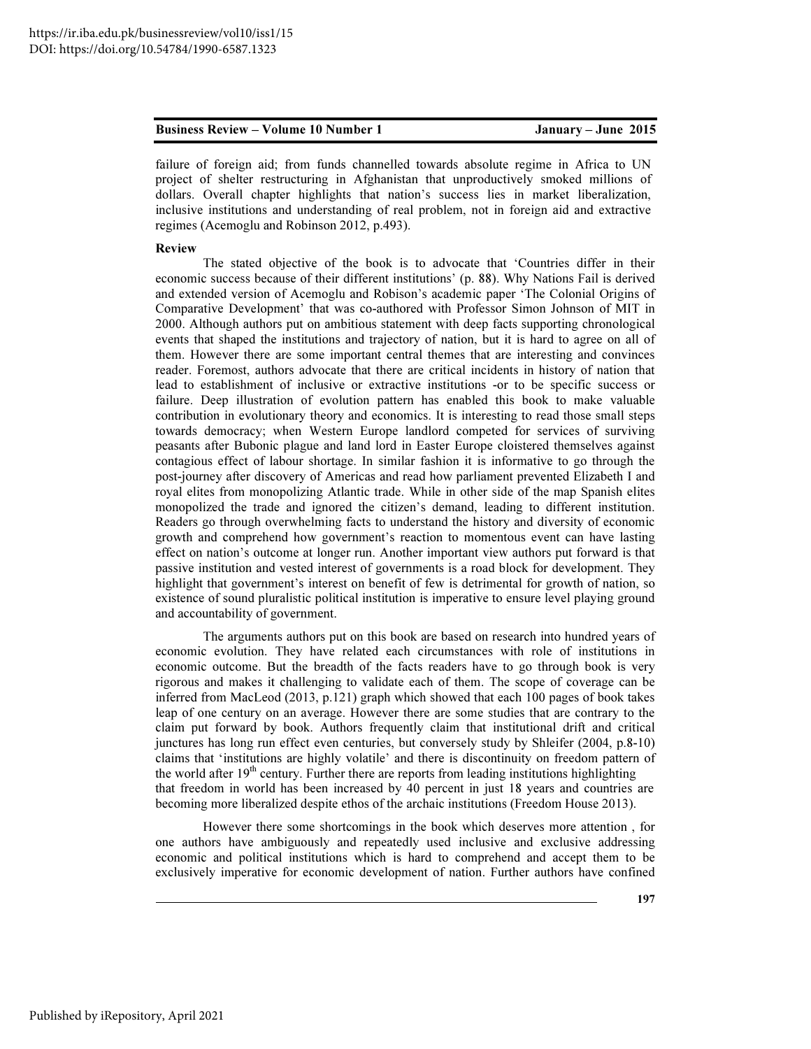failure of foreign aid; from funds channelled towards absolute regime in Africa to UN project of shelter restructuring in Afghanistan that unproductively smoked millions of dollars. Overall chapter highlights that nation's success lies in market liberalization, inclusive institutions and understanding of real problem, not in foreign aid and extractive regimes (Acemoglu and Robinson 2012, p.493).

**Review**

The stated objective of the book is to advocate that 'Countries differ in their economic success because of their different institutions' (p. 88). Why Nations Fail is derived and extended version of Acemoglu and Robison's academic paper 'The Colonial Origins of Comparative Development' that was co-authored with Professor Simon Johnson of MIT in 2000. Although authors put on ambitious statement with deep facts supporting chronological events that shaped the institutions and trajectory of nation, but it is hard to agree on all of them. However there are some important central themes that are interesting and convinces reader. Foremost, authors advocate that there are critical incidents in history of nation that lead to establishment of inclusive or extractive institutions -or to be specific success or failure. Deep illustration of evolution pattern has enabled this book to make valuable contribution in evolutionary theory and economics. It is interesting to read those small steps towards democracy; when Western Europe landlord competed for services of surviving peasants after Bubonic plague and land lord in Easter Europe cloistered themselves against contagious effect of labour shortage. In similar fashion it is informative to go through the post-journey after discovery of Americas and read how parliament prevented Elizabeth I and royal elites from monopolizing Atlantic trade. While in other side of the map Spanish elites monopolized the trade and ignored the citizen's demand, leading to different institution. Readers go through overwhelming facts to understand the history and diversity of economic growth and comprehend how government's reaction to momentous event can have lasting effect on nation's outcome at longer run. Another important view authors put forward is that passive institution and vested interest of governments is a road block for development. They highlight that government's interest on benefit of few is detrimental for growth of nation, so existence of sound pluralistic political institution is imperative to ensure level playing ground and accountability of government.

The arguments authors put on this book are based on research into hundred years of economic evolution. They have related each circumstances with role of institutions in economic outcome. But the breadth of the facts readers have to go through book is very rigorous and makes it challenging to validate each of them. The scope of coverage can be inferred from MacLeod (2013, p.121) graph which showed that each 100 pages of book takes leap of one century on an average. However there are some studies that are contrary to the claim put forward by book. Authors frequently claim that institutional drift and critical junctures has long run effect even centuries, but conversely study by Shleifer (2004, p.8-10) claims that 'institutions are highly volatile' and there is discontinuity on freedom pattern of the world after 19th century. Further there are reports from leading institutions highlighting that freedom in world has been increased by 40 percent in just 18 years and countries are becoming more liberalized despite ethos of the archaic institutions (Freedom House 2013).

However there some shortcomings in the book which deserves more attention , for one authors have ambiguously and repeatedly used inclusive and exclusive addressing economic and political institutions which is hard to comprehend and accept them to be exclusively imperative for economic development of nation. Further authors have confined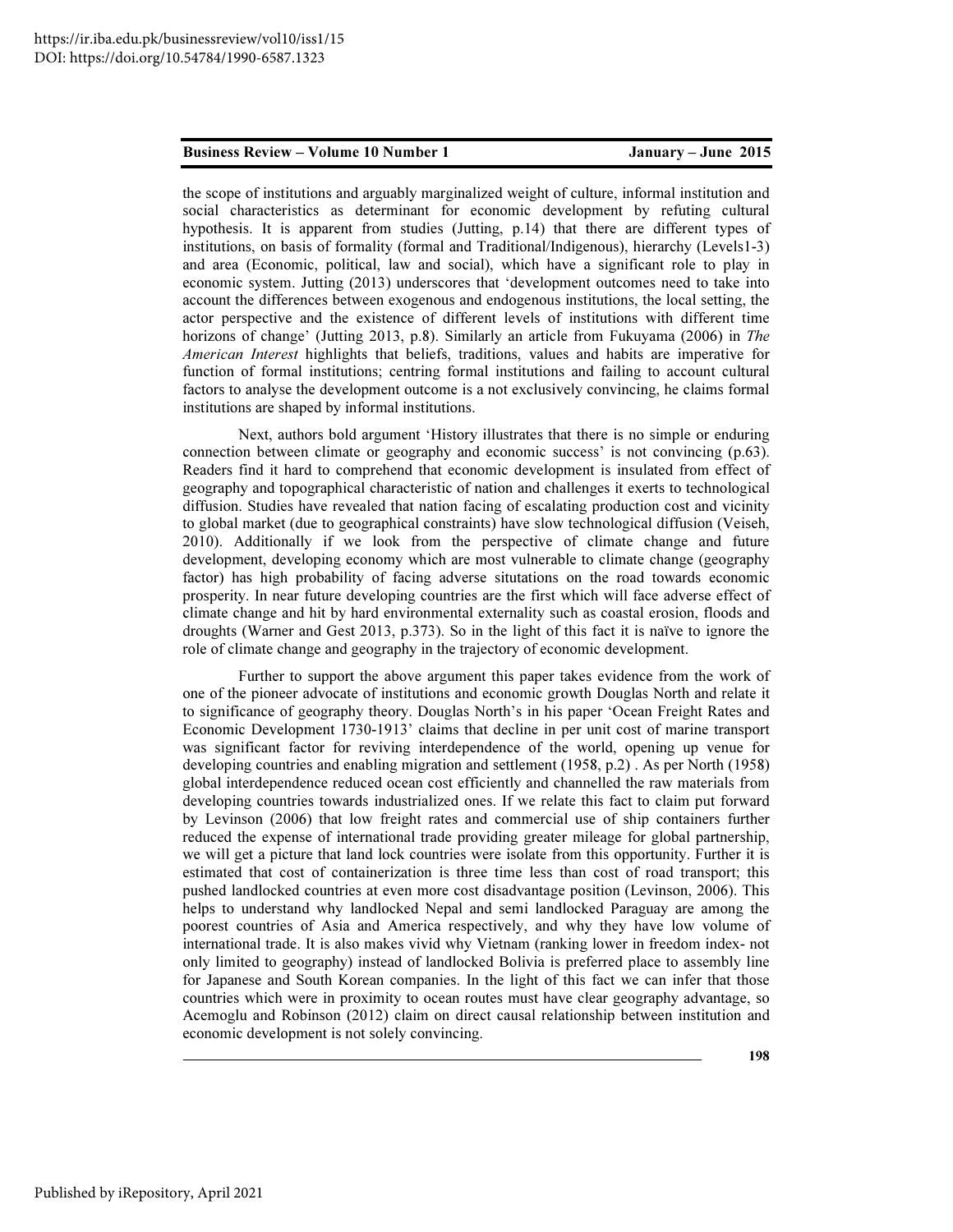the scope of institutions and arguably marginalized weight of culture, informal institution and social characteristics as determinant for economic development by refuting cultural hypothesis. It is apparent from studies (Jutting, p.14) that there are different types of institutions, on basis of formality (formal and Traditional/Indigenous), hierarchy (Levels1-3) and area (Economic, political, law and social), which have a significant role to play in economic system. Jutting (2013) underscores that 'development outcomes need to take into account the differences between exogenous and endogenous institutions, the local setting, the actor perspective and the existence of different levels of institutions with different time horizons of change' (Jutting 2013, p.8). Similarly an article from Fukuyama (2006) in *The American Interest* highlights that beliefs, traditions, values and habits are imperative for function of formal institutions; centring formal institutions and failing to account cultural factors to analyse the development outcome is a not exclusively convincing, he claims formal institutions are shaped by informal institutions.

Next, authors bold argument 'History illustrates that there is no simple or enduring connection between climate or geography and economic success' is not convincing (p.63). Readers find it hard to comprehend that economic development is insulated from effect of geography and topographical characteristic of nation and challenges it exerts to technological diffusion. Studies have revealed that nation facing of escalating production cost and vicinity to global market (due to geographical constraints) have slow technological diffusion (Veiseh, 2010). Additionally if we look from the perspective of climate change and future development, developing economy which are most vulnerable to climate change (geography factor) has high probability of facing adverse situtations on the road towards economic prosperity. In near future developing countries are the first which will face adverse effect of climate change and hit by hard environmental externality such as coastal erosion, floods and droughts (Warner and Gest 2013, p.373). So in the light of this fact it is naïve to ignore the role of climate change and geography in the trajectory of economic development.

Further to support the above argument this paper takes evidence from the work of one of the pioneer advocate of institutions and economic growth Douglas North and relate it to significance of geography theory. Douglas North's in his paper 'Ocean Freight Rates and Economic Development 1730-1913' claims that decline in per unit cost of marine transport was significant factor for reviving interdependence of the world, opening up venue for developing countries and enabling migration and settlement (1958, p.2) . As per North (1958) global interdependence reduced ocean cost efficiently and channelled the raw materials from developing countries towards industrialized ones. If we relate this fact to claim put forward by Levinson (2006) that low freight rates and commercial use of ship containers further reduced the expense of international trade providing greater mileage for global partnership, we will get a picture that land lock countries were isolate from this opportunity. Further it is estimated that cost of containerization is three time less than cost of road transport; this pushed landlocked countries at even more cost disadvantage position (Levinson, 2006). This helps to understand why landlocked Nepal and semi landlocked Paraguay are among the poorest countries of Asia and America respectively, and why they have low volume of international trade. It is also makes vivid why Vietnam (ranking lower in freedom index- not only limited to geography) instead of landlocked Bolivia is preferred place to assembly line for Japanese and South Korean companies. In the light of this fact we can infer that those countries which were in proximity to ocean routes must have clear geography advantage, so Acemoglu and Robinson (2012) claim on direct causal relationship between institution and economic development is not solely convincing.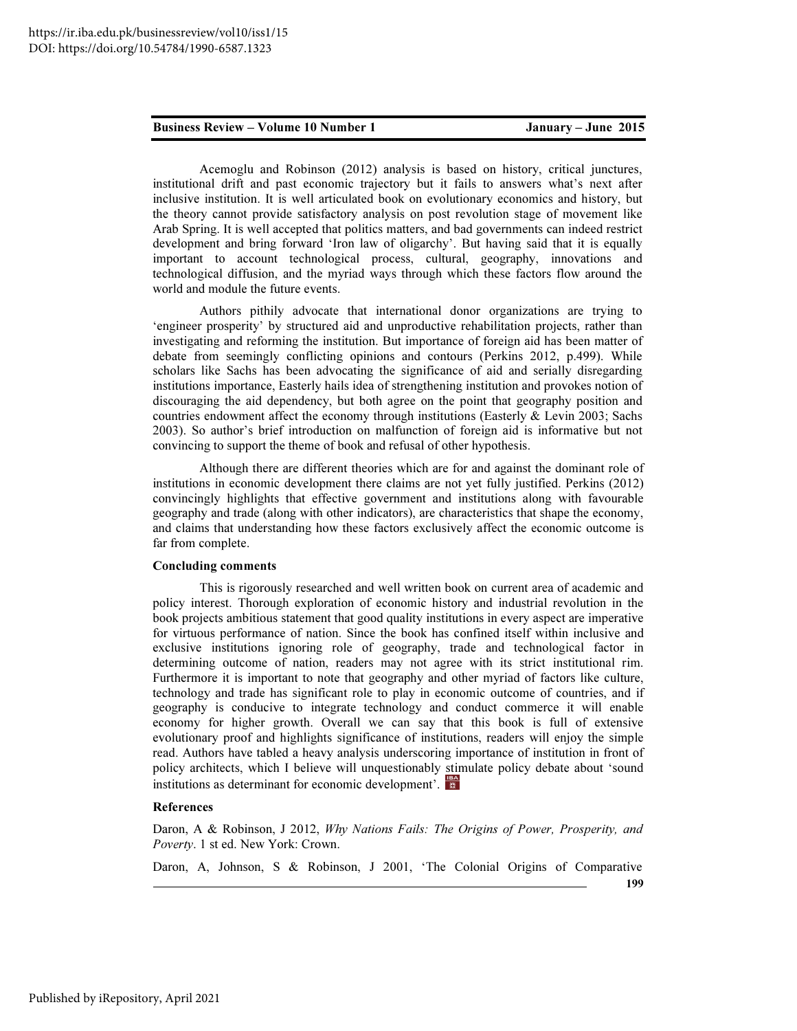Acemoglu and Robinson (2012) analysis is based on history, critical junctures, institutional drift and past economic trajectory but it fails to answers what's next after inclusive institution. It is well articulated book on evolutionary economics and history, but the theory cannot provide satisfactory analysis on post revolution stage of movement like Arab Spring. It is well accepted that politics matters, and bad governments can indeed restrict development and bring forward 'Iron law of oligarchy'. But having said that it is equally important to account technological process, cultural, geography, innovations and technological diffusion, and the myriad ways through which these factors flow around the world and module the future events.

Authors pithily advocate that international donor organizations are trying to 'engineer prosperity' by structured aid and unproductive rehabilitation projects, rather than investigating and reforming the institution. But importance of foreign aid has been matter of debate from seemingly conflicting opinions and contours (Perkins 2012, p.499). While scholars like Sachs has been advocating the significance of aid and serially disregarding institutions importance, Easterly hails idea of strengthening institution and provokes notion of discouraging the aid dependency, but both agree on the point that geography position and countries endowment affect the economy through institutions (Easterly & Levin 2003; Sachs 2003). So author's brief introduction on malfunction of foreign aid is informative but not convincing to support the theme of book and refusal of other hypothesis.

Although there are different theories which are for and against the dominant role of institutions in economic development there claims are not yet fully justified. Perkins (2012) convincingly highlights that effective government and institutions along with favourable geography and trade (along with other indicators), are characteristics that shape the economy, and claims that understanding how these factors exclusively affect the economic outcome is far from complete.

**Concluding comments**

This is rigorously researched and well written book on current area of academic and policy interest. Thorough exploration of economic history and industrial revolution in the book projects ambitious statement that good quality institutions in every aspect are imperative for virtuous performance of nation. Since the book has confined itself within inclusive and exclusive institutions ignoring role of geography, trade and technological factor in determining outcome of nation, readers may not agree with its strict institutional rim. Furthermore it is important to note that geography and other myriad of factors like culture, technology and trade has significant role to play in economic outcome of countries, and if geography is conducive to integrate technology and conduct commerce it will enable economy for higher growth. Overall we can say that this book is full of extensive evolutionary proof and highlights significance of institutions, readers will enjoy the simple read. Authors have tabled a heavy analysis underscoring importance of institution in front of policy architects, which I believe will unquestionably stimulate policy debate about 'sound institutions as determinant for economic development'.

**References**

Daron, A & Robinson, J 2012, *Why Nations Fails: The Origins of Power, Prosperity, and Poverty*. 1 st ed. New York: Crown.

Daron, A, Johnson, S & Robinson, J 2001, 'The Colonial Origins of Comparative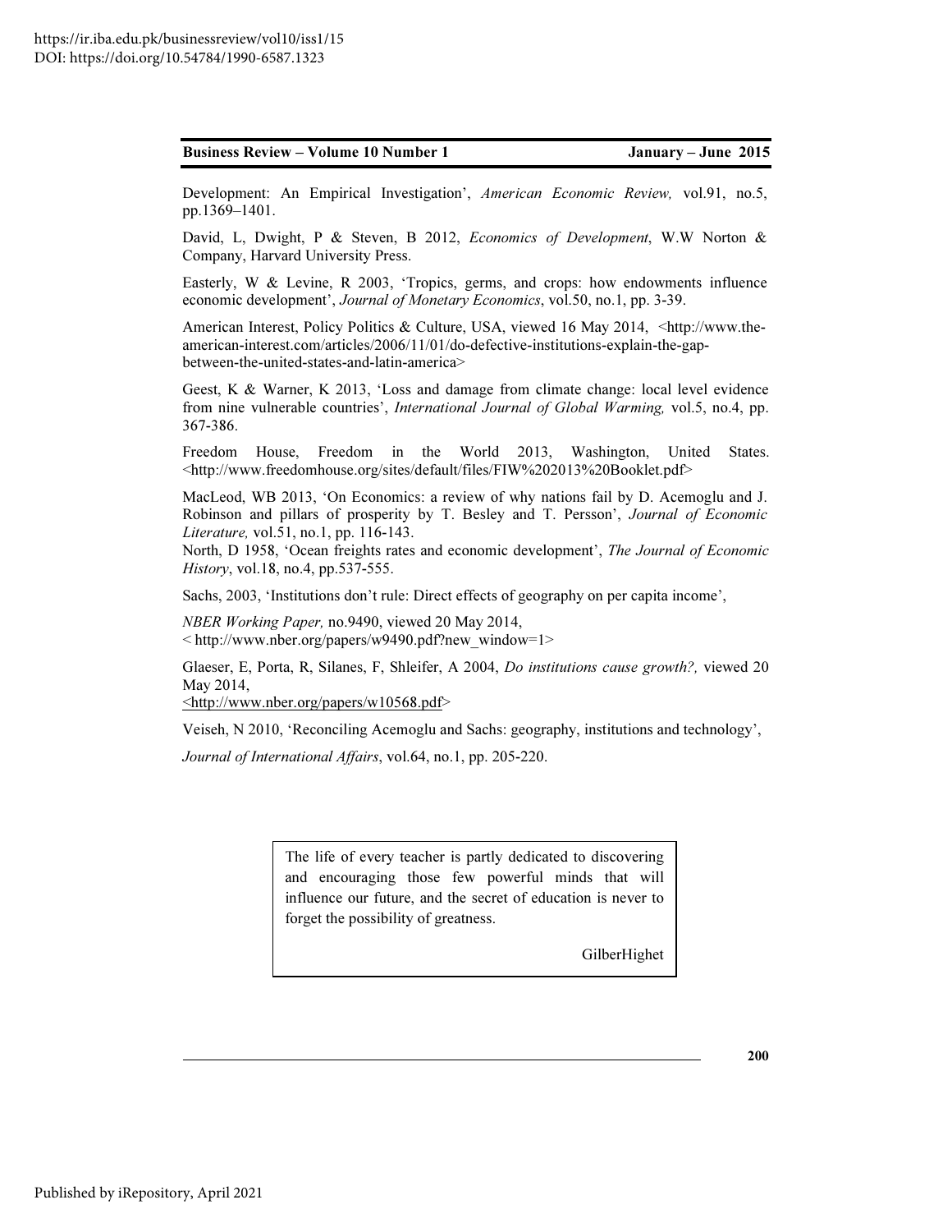Development: An Empirical Investigation', *American Economic Review,* vol.91, no.5, pp.1369–1401.

David, L, Dwight, P & Steven, B 2012, *Economics of Development*, W.W Norton & Company, Harvard University Press.

Easterly, W & Levine, R 2003, 'Tropics, germs, and crops: how endowments influence economic development', *Journal of Monetary Economics*, vol.50, no.1, pp. 3-39.

American Interest, Policy Politics & Culture, USA, viewed 16 May 2014, <http://www.the-american-interest.com/articles/2006/11/01/do-defective-institutions-explain-the-gap-between-the-united-states-and-latin-america>

Geest, K & Warner, K 2013, 'Loss and damage from climate change: local level evidence from nine vulnerable countries', *International Journal of Global Warming,* vol.5, no.4, pp. 367-386.

Freedom House, Freedom in the World 2013, Washington, United States. <http://www.freedomhouse.org/sites/default/files/FIW%202013%20Booklet.pdf>

MacLeod, WB 2013, 'On Economics: a review of why nations fail by D. Acemoglu and J. Robinson and pillars of prosperity by T. Besley and T. Persson', *Journal of Economic Literature,* vol.51, no.1, pp. 116-143.

North, D 1958, 'Ocean freights rates and economic development', *The Journal of Economic History*, vol.18, no.4, pp.537-555.

Sachs, 2003, 'Institutions don't rule: Direct effects of geography on per capita income',

*NBER Working Paper,* no.9490, viewed 20 May 2014, < http://www.nber.org/papers/w9490.pdf?new_window=1>

Glaeser, E, Porta, R, Silanes, F, Shleifer, A 2004, *Do institutions cause growth?,* viewed 20 May 2014, <http://www.nber.org/papers/w10568.pdf>

Veiseh, N 2010, 'Reconciling Acemoglu and Sachs: geography, institutions and technology',

*Journal of International Affairs*, vol.64, no.1, pp. 205-220.

> The life of every teacher is partly dedicated to discovering and encouraging those few powerful minds that will influence our future, and the secret of education is never to forget the possibility of greatness.
>
> GilberHighet